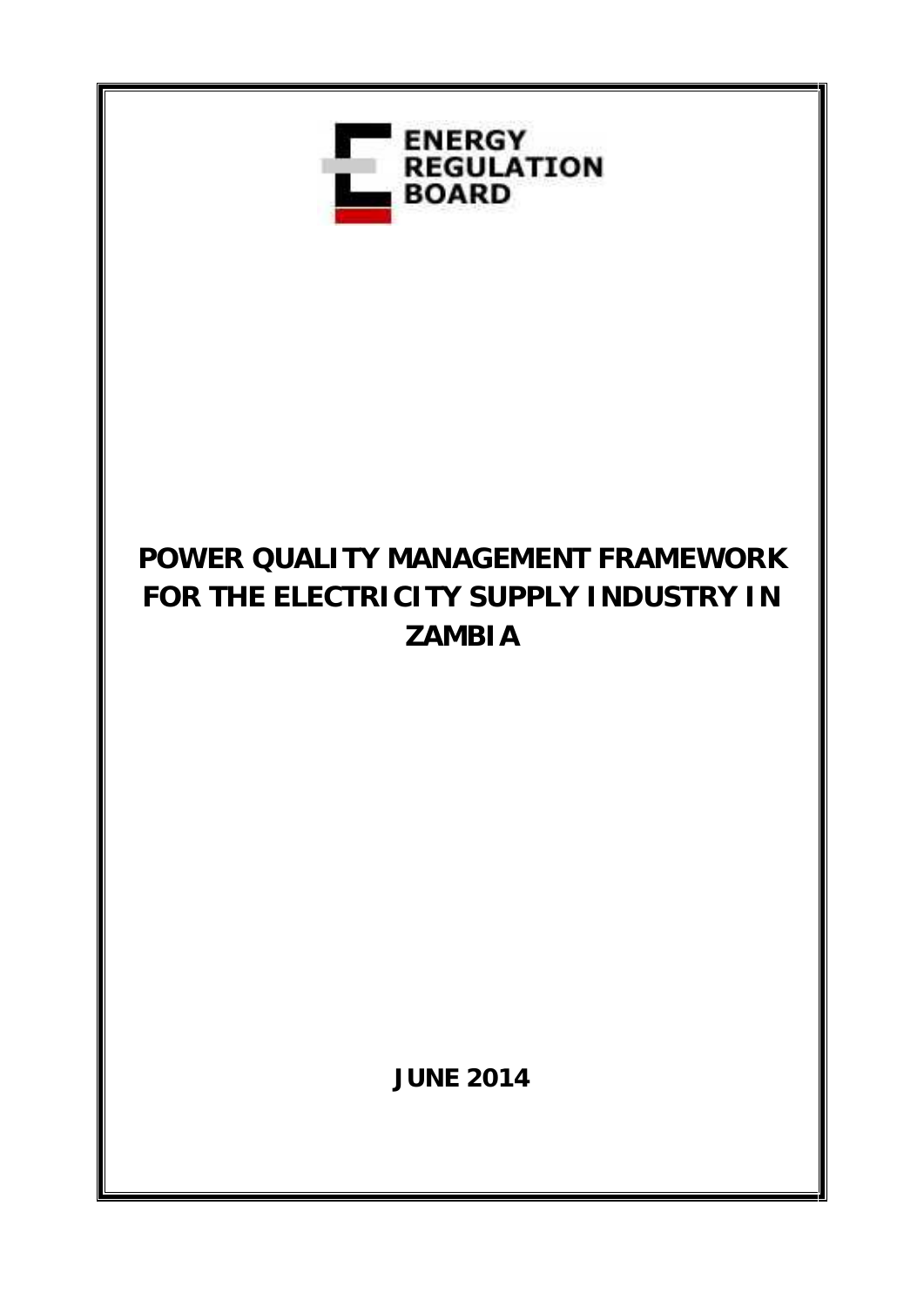ENERGY REGULATION BOARD

# POWER QUALITY MANAGEMENT FRAMEWORK FOR THE ELECTRICITY SUPPLY INDUSTRY IN ZAMBIA

**JUNE 2014**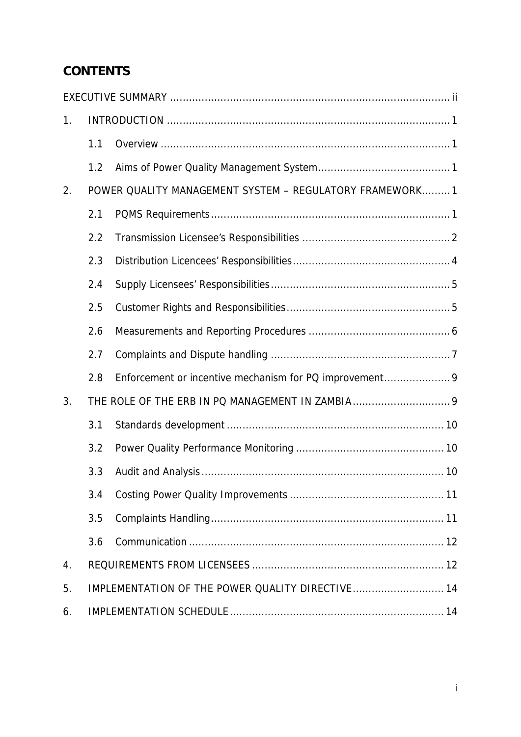# CONTENTS

EXECUTIVE SUMMARY ..................................................................................... ii

1. INTRODUCTION ..................................................................................... 1
   - 1.1 Overview ..................................................................................... 1
   - 1.2 Aims of Power Quality Management System ..................................... 1
2. POWER QUALITY MANAGEMENT SYSTEM – REGULATORY FRAMEWORK ......... 1
   - 2.1 PQMS Requirements ..................................................................... 1
   - 2.2 Transmission Licensee's Responsibilities ............................................ 2
   - 2.3 Distribution Licencees' Responsibilities .............................................. 4
   - 2.4 Supply Licensees' Responsibilities .................................................... 5
   - 2.5 Customer Rights and Responsibilities ................................................ 5
   - 2.6 Measurements and Reporting Procedures .......................................... 6
   - 2.7 Complaints and Dispute handling ..................................................... 7
   - 2.8 Enforcement or incentive mechanism for PQ improvement .................... 9
3. THE ROLE OF THE ERB IN PQ MANAGEMENT IN ZAMBIA .............................. 9
   - 3.1 Standards development ................................................................. 10
   - 3.2 Power Quality Performance Monitoring ............................................. 10
   - 3.3 Audit and Analysis ........................................................................ 10
   - 3.4 Costing Power Quality Improvements .............................................. 11
   - 3.5 Complaints Handling ...................................................................... 11
   - 3.6 Communication ............................................................................. 12
4. REQUIREMENTS FROM LICENSEES ........................................................... 12
5. IMPLEMENTATION OF THE POWER QUALITY DIRECTIVE ................................ 14
6. IMPLEMENTATION SCHEDULE .................................................................. 14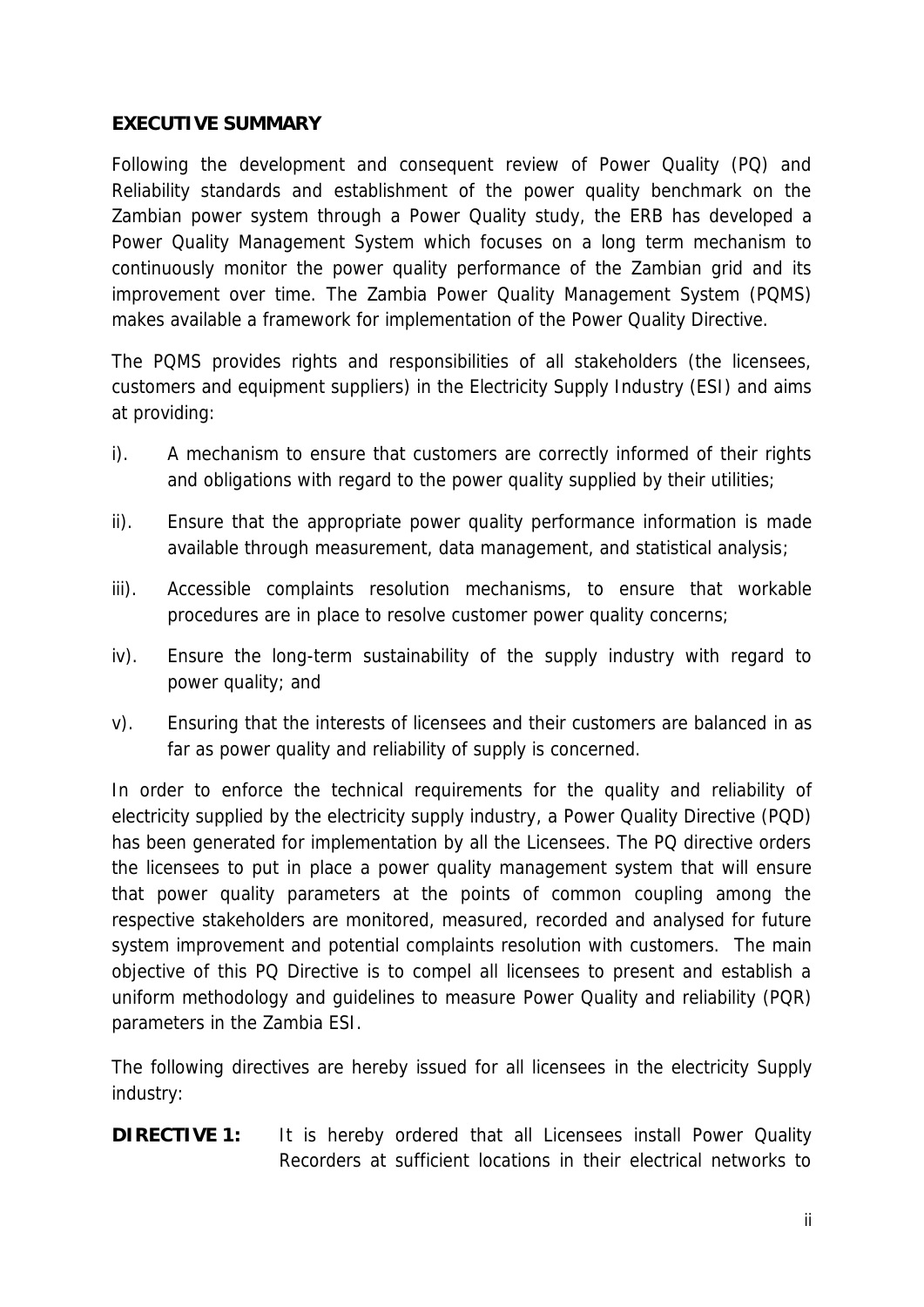## EXECUTIVE SUMMARY

Following the development and consequent review of Power Quality (PQ) and Reliability standards and establishment of the power quality benchmark on the Zambian power system through a Power Quality study, the ERB has developed a Power Quality Management System which focuses on a long term mechanism to continuously monitor the power quality performance of the Zambian grid and its improvement over time. The Zambia Power Quality Management System (PQMS) makes available a framework for implementation of the Power Quality Directive.

The PQMS provides rights and responsibilities of all stakeholders (the licensees, customers and equipment suppliers) in the Electricity Supply Industry (ESI) and aims at providing:

i). A mechanism to ensure that customers are correctly informed of their rights and obligations with regard to the power quality supplied by their utilities;

ii). Ensure that the appropriate power quality performance information is made available through measurement, data management, and statistical analysis;

iii). Accessible complaints resolution mechanisms, to ensure that workable procedures are in place to resolve customer power quality concerns;

iv). Ensure the long-term sustainability of the supply industry with regard to power quality; and

v). Ensuring that the interests of licensees and their customers are balanced in as far as power quality and reliability of supply is concerned.

In order to enforce the technical requirements for the quality and reliability of electricity supplied by the electricity supply industry, a Power Quality Directive (PQD) has been generated for implementation by all the Licensees. The PQ directive orders the licensees to put in place a power quality management system that will ensure that power quality parameters at the points of common coupling among the respective stakeholders are monitored, measured, recorded and analysed for future system improvement and potential complaints resolution with customers. The main objective of this PQ Directive is to compel all licensees to present and establish a uniform methodology and guidelines to measure Power Quality and reliability (PQR) parameters in the Zambia ESI.

The following directives are hereby issued for all licensees in the electricity Supply industry:

**DIRECTIVE 1:** It is hereby ordered that all Licensees install Power Quality Recorders at sufficient locations in their electrical networks to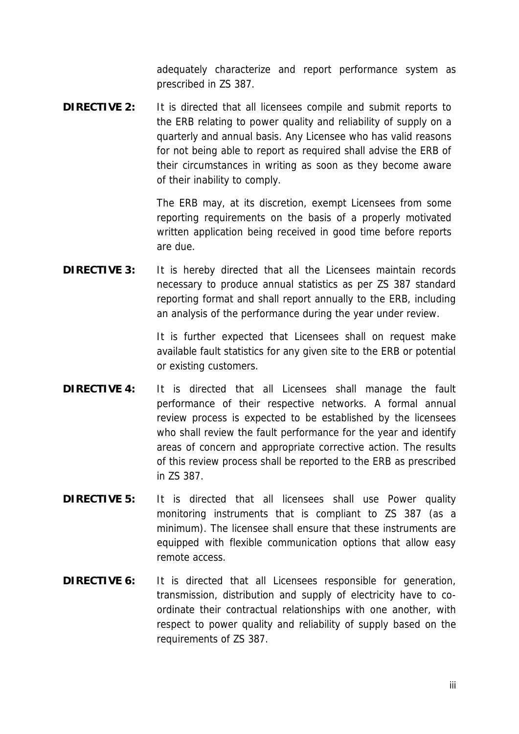adequately characterize and report performance system as prescribed in ZS 387.

**DIRECTIVE 2:** It is directed that all licensees compile and submit reports to the ERB relating to power quality and reliability of supply on a quarterly and annual basis. Any Licensee who has valid reasons for not being able to report as required shall advise the ERB of their circumstances in writing as soon as they become aware of their inability to comply.

The ERB may, at its discretion, exempt Licensees from some reporting requirements on the basis of a properly motivated written application being received in good time before reports are due.

**DIRECTIVE 3:** It is hereby directed that all the Licensees maintain records necessary to produce annual statistics as per ZS 387 standard reporting format and shall report annually to the ERB, including an analysis of the performance during the year under review.

It is further expected that Licensees shall on request make available fault statistics for any given site to the ERB or potential or existing customers.

**DIRECTIVE 4:** It is directed that all Licensees shall manage the fault performance of their respective networks. A formal annual review process is expected to be established by the licensees who shall review the fault performance for the year and identify areas of concern and appropriate corrective action. The results of this review process shall be reported to the ERB as prescribed in ZS 387.

**DIRECTIVE 5:** It is directed that all licensees shall use Power quality monitoring instruments that is compliant to ZS 387 (as a minimum). The licensee shall ensure that these instruments are equipped with flexible communication options that allow easy remote access.

**DIRECTIVE 6:** It is directed that all Licensees responsible for generation, transmission, distribution and supply of electricity have to co-ordinate their contractual relationships with one another, with respect to power quality and reliability of supply based on the requirements of ZS 387.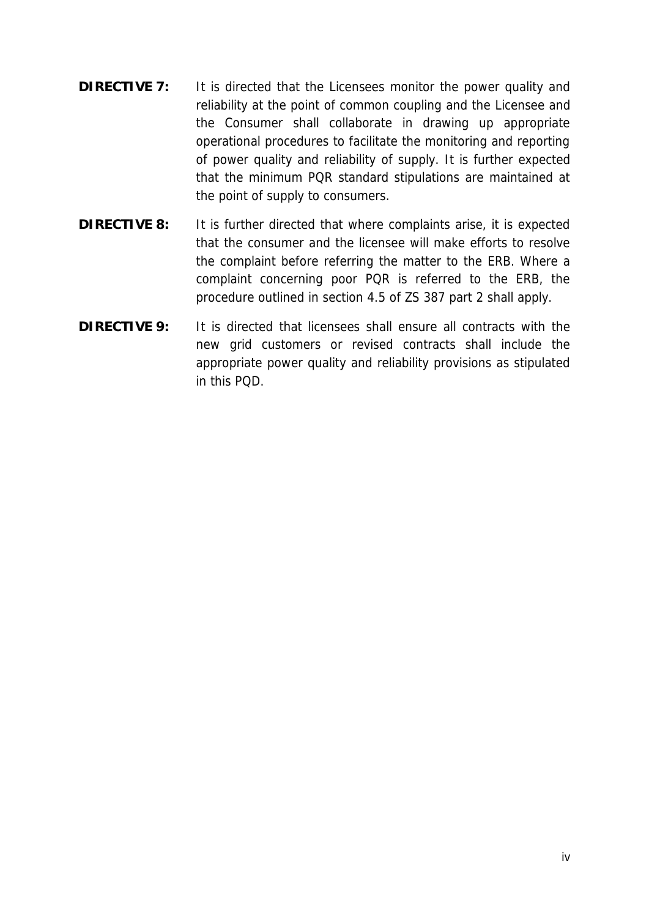**DIRECTIVE 7:** It is directed that the Licensees monitor the power quality and reliability at the point of common coupling and the Licensee and the Consumer shall collaborate in drawing up appropriate operational procedures to facilitate the monitoring and reporting of power quality and reliability of supply. It is further expected that the minimum PQR standard stipulations are maintained at the point of supply to consumers.

**DIRECTIVE 8:** It is further directed that where complaints arise, it is expected that the consumer and the licensee will make efforts to resolve the complaint before referring the matter to the ERB. Where a complaint concerning poor PQR is referred to the ERB, the procedure outlined in section 4.5 of ZS 387 part 2 shall apply.

**DIRECTIVE 9:** It is directed that licensees shall ensure all contracts with the new grid customers or revised contracts shall include the appropriate power quality and reliability provisions as stipulated in this PQD.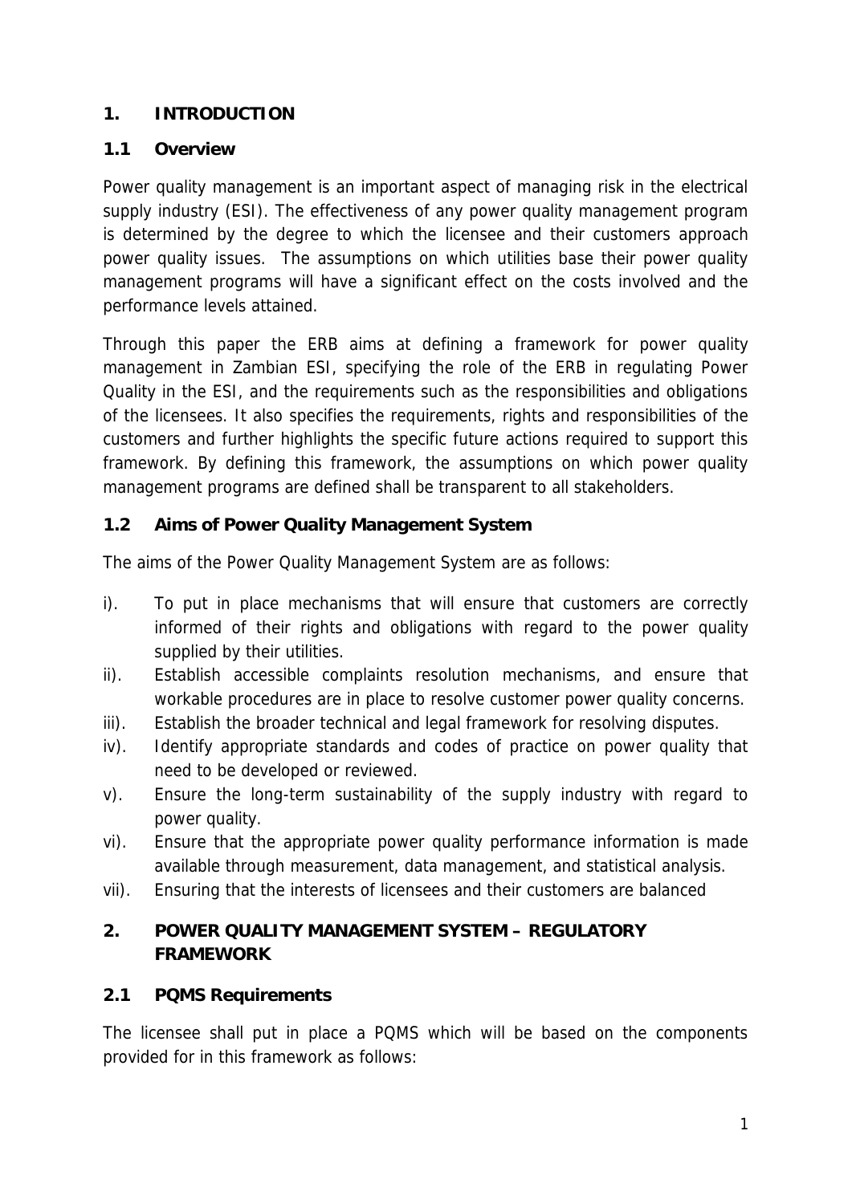## 1. INTRODUCTION

### 1.1 Overview

Power quality management is an important aspect of managing risk in the electrical supply industry (ESI). The effectiveness of any power quality management program is determined by the degree to which the licensee and their customers approach power quality issues. The assumptions on which utilities base their power quality management programs will have a significant effect on the costs involved and the performance levels attained.

Through this paper the ERB aims at defining a framework for power quality management in Zambian ESI, specifying the role of the ERB in regulating Power Quality in the ESI, and the requirements such as the responsibilities and obligations of the licensees. It also specifies the requirements, rights and responsibilities of the customers and further highlights the specific future actions required to support this framework. By defining this framework, the assumptions on which power quality management programs are defined shall be transparent to all stakeholders.

### 1.2 Aims of Power Quality Management System

The aims of the Power Quality Management System are as follows:

i). To put in place mechanisms that will ensure that customers are correctly informed of their rights and obligations with regard to the power quality supplied by their utilities.

ii). Establish accessible complaints resolution mechanisms, and ensure that workable procedures are in place to resolve customer power quality concerns.

iii). Establish the broader technical and legal framework for resolving disputes.

iv). Identify appropriate standards and codes of practice on power quality that need to be developed or reviewed.

v). Ensure the long-term sustainability of the supply industry with regard to power quality.

vi). Ensure that the appropriate power quality performance information is made available through measurement, data management, and statistical analysis.

vii). Ensuring that the interests of licensees and their customers are balanced

## 2. POWER QUALITY MANAGEMENT SYSTEM – REGULATORY FRAMEWORK

### 2.1 PQMS Requirements

The licensee shall put in place a PQMS which will be based on the components provided for in this framework as follows: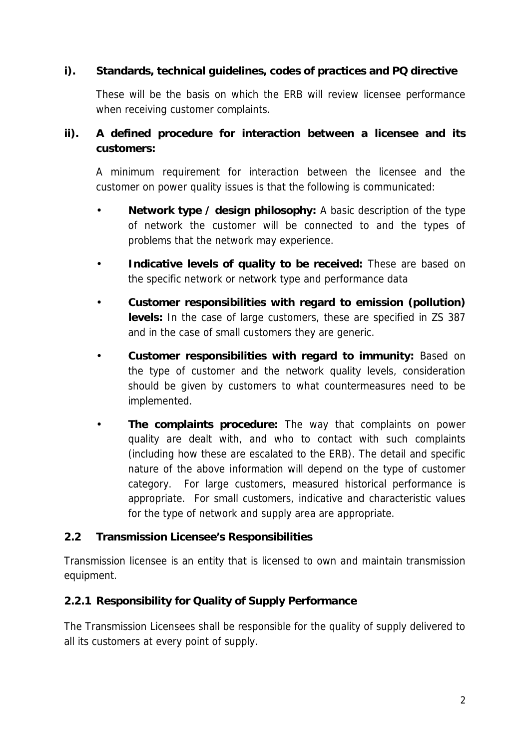**i). Standards, technical guidelines, codes of practices and PQ directive**

These will be the basis on which the ERB will review licensee performance when receiving customer complaints.

**ii). A defined procedure for interaction between a licensee and its customers:**

A minimum requirement for interaction between the licensee and the customer on power quality issues is that the following is communicated:

- **Network type / design philosophy:** A basic description of the type of network the customer will be connected to and the types of problems that the network may experience.
- **Indicative levels of quality to be received:** These are based on the specific network or network type and performance data
- **Customer responsibilities with regard to emission (pollution) levels:** In the case of large customers, these are specified in ZS 387 and in the case of small customers they are generic.
- **Customer responsibilities with regard to immunity:** Based on the type of customer and the network quality levels, consideration should be given by customers to what countermeasures need to be implemented.
- **The complaints procedure:** The way that complaints on power quality are dealt with, and who to contact with such complaints (including how these are escalated to the ERB). The detail and specific nature of the above information will depend on the type of customer category. For large customers, measured historical performance is appropriate. For small customers, indicative and characteristic values for the type of network and supply area are appropriate.

## 2.2 Transmission Licensee's Responsibilities

Transmission licensee is an entity that is licensed to own and maintain transmission equipment.

### 2.2.1 Responsibility for Quality of Supply Performance

The Transmission Licensees shall be responsible for the quality of supply delivered to all its customers at every point of supply.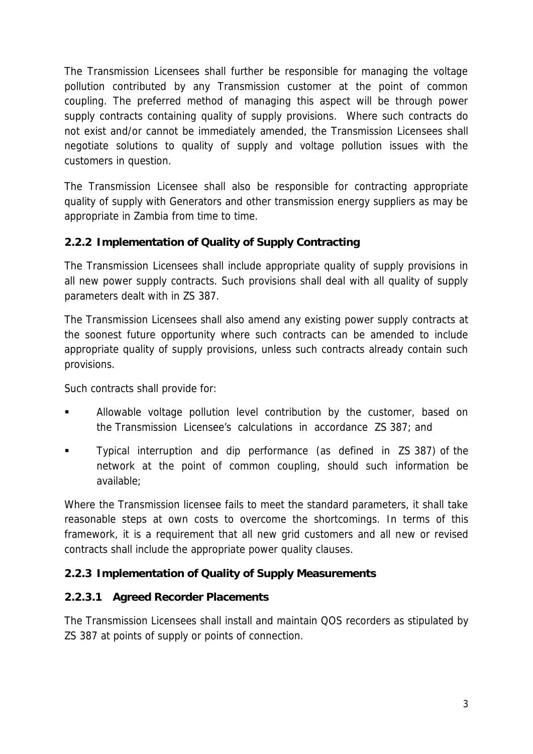The Transmission Licensees shall further be responsible for managing the voltage pollution contributed by any Transmission customer at the point of common coupling. The preferred method of managing this aspect will be through power supply contracts containing quality of supply provisions. Where such contracts do not exist and/or cannot be immediately amended, the Transmission Licensees shall negotiate solutions to quality of supply and voltage pollution issues with the customers in question.

The Transmission Licensee shall also be responsible for contracting appropriate quality of supply with Generators and other transmission energy suppliers as may be appropriate in Zambia from time to time.

### 2.2.2 Implementation of Quality of Supply Contracting

The Transmission Licensees shall include appropriate quality of supply provisions in all new power supply contracts. Such provisions shall deal with all quality of supply parameters dealt with in ZS 387.

The Transmission Licensees shall also amend any existing power supply contracts at the soonest future opportunity where such contracts can be amended to include appropriate quality of supply provisions, unless such contracts already contain such provisions.

Such contracts shall provide for:

- Allowable voltage pollution level contribution by the customer, based on the Transmission Licensee's calculations in accordance ZS 387; and
- Typical interruption and dip performance (as defined in ZS 387) of the network at the point of common coupling, should such information be available;

Where the Transmission licensee fails to meet the standard parameters, it shall take reasonable steps at own costs to overcome the shortcomings. In terms of this framework, it is a requirement that all new grid customers and all new or revised contracts shall include the appropriate power quality clauses.

### 2.2.3 Implementation of Quality of Supply Measurements

#### 2.2.3.1 Agreed Recorder Placements

The Transmission Licensees shall install and maintain QOS recorders as stipulated by ZS 387 at points of supply or points of connection.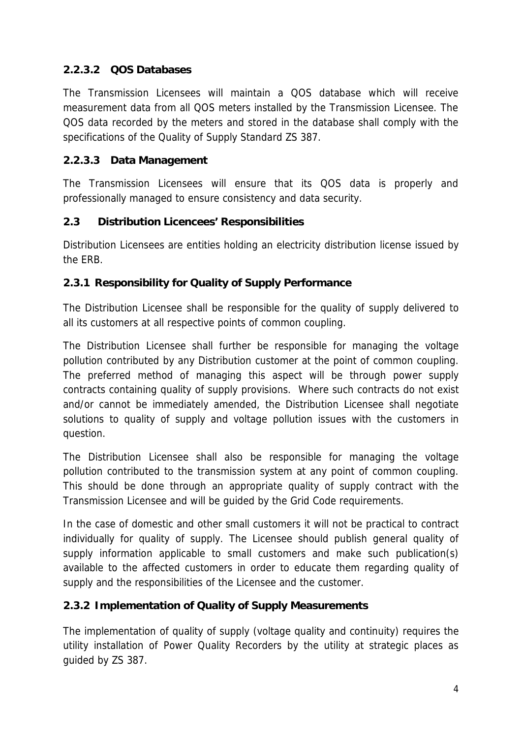#### 2.2.3.2 QOS Databases

The Transmission Licensees will maintain a QOS database which will receive measurement data from all QOS meters installed by the Transmission Licensee. The QOS data recorded by the meters and stored in the database shall comply with the specifications of the Quality of Supply Standard ZS 387.

#### 2.2.3.3 Data Management

The Transmission Licensees will ensure that its QOS data is properly and professionally managed to ensure consistency and data security.

## 2.3 Distribution Licencees' Responsibilities

Distribution Licensees are entities holding an electricity distribution license issued by the ERB.

### 2.3.1 Responsibility for Quality of Supply Performance

The Distribution Licensee shall be responsible for the quality of supply delivered to all its customers at all respective points of common coupling.

The Distribution Licensee shall further be responsible for managing the voltage pollution contributed by any Distribution customer at the point of common coupling. The preferred method of managing this aspect will be through power supply contracts containing quality of supply provisions. Where such contracts do not exist and/or cannot be immediately amended, the Distribution Licensee shall negotiate solutions to quality of supply and voltage pollution issues with the customers in question.

The Distribution Licensee shall also be responsible for managing the voltage pollution contributed to the transmission system at any point of common coupling. This should be done through an appropriate quality of supply contract with the Transmission Licensee and will be guided by the Grid Code requirements.

In the case of domestic and other small customers it will not be practical to contract individually for quality of supply. The Licensee should publish general quality of supply information applicable to small customers and make such publication(s) available to the affected customers in order to educate them regarding quality of supply and the responsibilities of the Licensee and the customer.

### 2.3.2 Implementation of Quality of Supply Measurements

The implementation of quality of supply (voltage quality and continuity) requires the utility installation of Power Quality Recorders by the utility at strategic places as guided by ZS 387.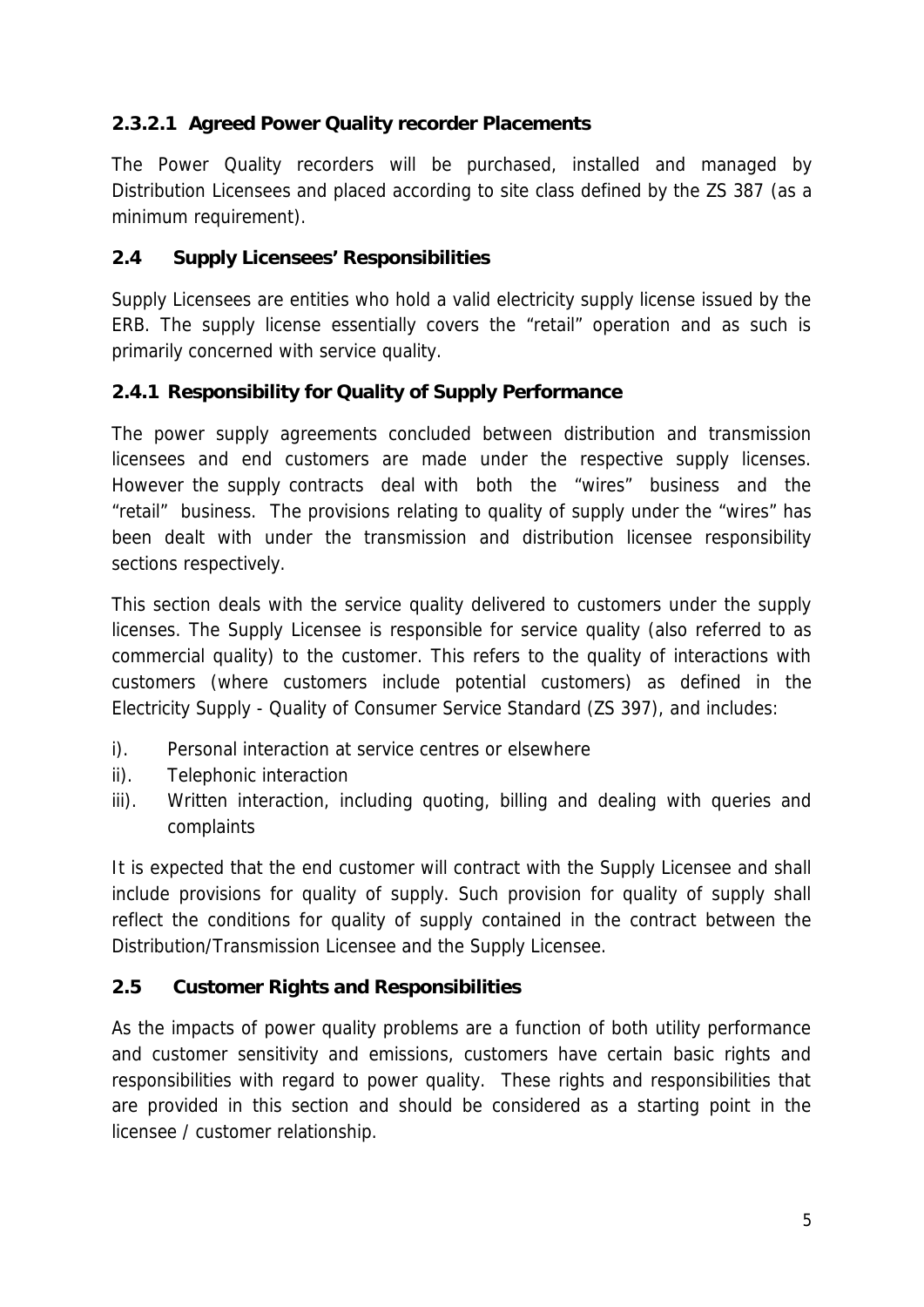#### 2.3.2.1 Agreed Power Quality recorder Placements

The Power Quality recorders will be purchased, installed and managed by Distribution Licensees and placed according to site class defined by the ZS 387 (as a minimum requirement).

## 2.4 Supply Licensees' Responsibilities

Supply Licensees are entities who hold a valid electricity supply license issued by the ERB. The supply license essentially covers the "retail" operation and as such is primarily concerned with service quality.

### 2.4.1 Responsibility for Quality of Supply Performance

The power supply agreements concluded between distribution and transmission licensees and end customers are made under the respective supply licenses. However the supply contracts deal with both the "wires" business and the "retail" business. The provisions relating to quality of supply under the "wires" has been dealt with under the transmission and distribution licensee responsibility sections respectively.

This section deals with the service quality delivered to customers under the supply licenses. The Supply Licensee is responsible for service quality (also referred to as commercial quality) to the customer. This refers to the quality of interactions with customers (where customers include potential customers) as defined in the Electricity Supply - Quality of Consumer Service Standard (ZS 397), and includes:

i). Personal interaction at service centres or elsewhere
ii). Telephonic interaction
iii). Written interaction, including quoting, billing and dealing with queries and complaints

It is expected that the end customer will contract with the Supply Licensee and shall include provisions for quality of supply. Such provision for quality of supply shall reflect the conditions for quality of supply contained in the contract between the Distribution/Transmission Licensee and the Supply Licensee.

## 2.5 Customer Rights and Responsibilities

As the impacts of power quality problems are a function of both utility performance and customer sensitivity and emissions, customers have certain basic rights and responsibilities with regard to power quality. These rights and responsibilities that are provided in this section and should be considered as a starting point in the licensee / customer relationship.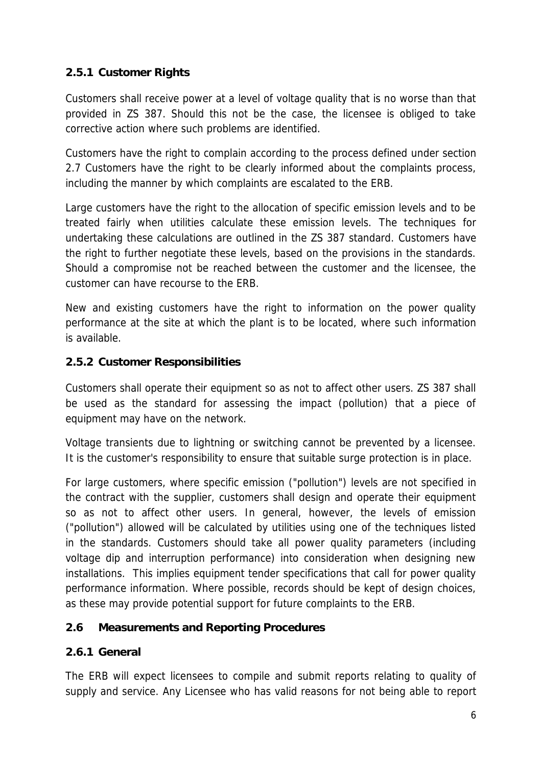### 2.5.1 Customer Rights

Customers shall receive power at a level of voltage quality that is no worse than that provided in ZS 387. Should this not be the case, the licensee is obliged to take corrective action where such problems are identified.

Customers have the right to complain according to the process defined under section 2.7 Customers have the right to be clearly informed about the complaints process, including the manner by which complaints are escalated to the ERB.

Large customers have the right to the allocation of specific emission levels and to be treated fairly when utilities calculate these emission levels. The techniques for undertaking these calculations are outlined in the ZS 387 standard. Customers have the right to further negotiate these levels, based on the provisions in the standards. Should a compromise not be reached between the customer and the licensee, the customer can have recourse to the ERB.

New and existing customers have the right to information on the power quality performance at the site at which the plant is to be located, where such information is available.

### 2.5.2 Customer Responsibilities

Customers shall operate their equipment so as not to affect other users. ZS 387 shall be used as the standard for assessing the impact (pollution) that a piece of equipment may have on the network.

Voltage transients due to lightning or switching cannot be prevented by a licensee. It is the customer's responsibility to ensure that suitable surge protection is in place.

For large customers, where specific emission ("pollution") levels are not specified in the contract with the supplier, customers shall design and operate their equipment so as not to affect other users. In general, however, the levels of emission ("pollution") allowed will be calculated by utilities using one of the techniques listed in the standards. Customers should take all power quality parameters (including voltage dip and interruption performance) into consideration when designing new installations. This implies equipment tender specifications that call for power quality performance information. Where possible, records should be kept of design choices, as these may provide potential support for future complaints to the ERB.

## 2.6 Measurements and Reporting Procedures

### 2.6.1 General

The ERB will expect licensees to compile and submit reports relating to quality of supply and service. Any Licensee who has valid reasons for not being able to report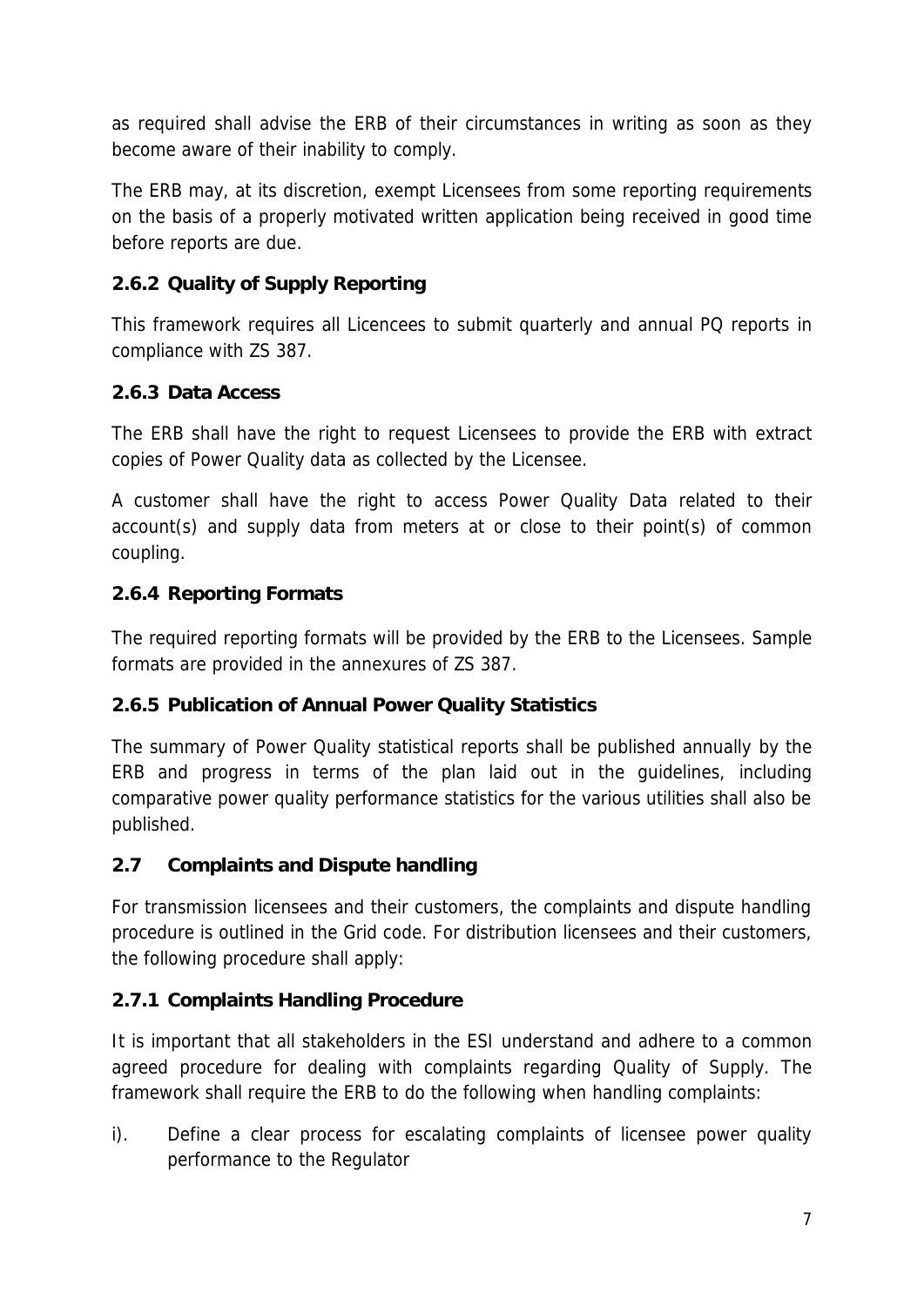as required shall advise the ERB of their circumstances in writing as soon as they become aware of their inability to comply.

The ERB may, at its discretion, exempt Licensees from some reporting requirements on the basis of a properly motivated written application being received in good time before reports are due.

### 2.6.2 Quality of Supply Reporting

This framework requires all Licencees to submit quarterly and annual PQ reports in compliance with ZS 387.

### 2.6.3 Data Access

The ERB shall have the right to request Licensees to provide the ERB with extract copies of Power Quality data as collected by the Licensee.

A customer shall have the right to access Power Quality Data related to their account(s) and supply data from meters at or close to their point(s) of common coupling.

### 2.6.4 Reporting Formats

The required reporting formats will be provided by the ERB to the Licensees. Sample formats are provided in the annexures of ZS 387.

### 2.6.5 Publication of Annual Power Quality Statistics

The summary of Power Quality statistical reports shall be published annually by the ERB and progress in terms of the plan laid out in the guidelines, including comparative power quality performance statistics for the various utilities shall also be published.

## 2.7 Complaints and Dispute handling

For transmission licensees and their customers, the complaints and dispute handling procedure is outlined in the Grid code. For distribution licensees and their customers, the following procedure shall apply:

### 2.7.1 Complaints Handling Procedure

It is important that all stakeholders in the ESI understand and adhere to a common agreed procedure for dealing with complaints regarding Quality of Supply. The framework shall require the ERB to do the following when handling complaints:

i). Define a clear process for escalating complaints of licensee power quality performance to the Regulator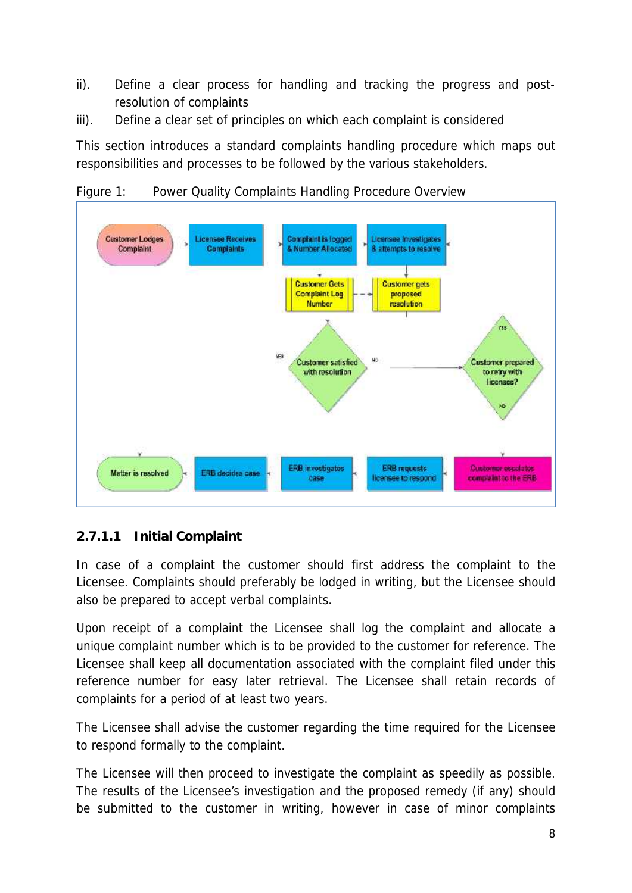ii). Define a clear process for handling and tracking the progress and post-resolution of complaints

iii). Define a clear set of principles on which each complaint is considered

This section introduces a standard complaints handling procedure which maps out responsibilities and processes to be followed by the various stakeholders.

Figure 1: Power Quality Complaints Handling Procedure Overview

### 2.7.1.1 Initial Complaint

In case of a complaint the customer should first address the complaint to the Licensee. Complaints should preferably be lodged in writing, but the Licensee should also be prepared to accept verbal complaints.

Upon receipt of a complaint the Licensee shall log the complaint and allocate a unique complaint number which is to be provided to the customer for reference. The Licensee shall keep all documentation associated with the complaint filed under this reference number for easy later retrieval. The Licensee shall retain records of complaints for a period of at least two years.

The Licensee shall advise the customer regarding the time required for the Licensee to respond formally to the complaint.

The Licensee will then proceed to investigate the complaint as speedily as possible. The results of the Licensee's investigation and the proposed remedy (if any) should be submitted to the customer in writing, however in case of minor complaints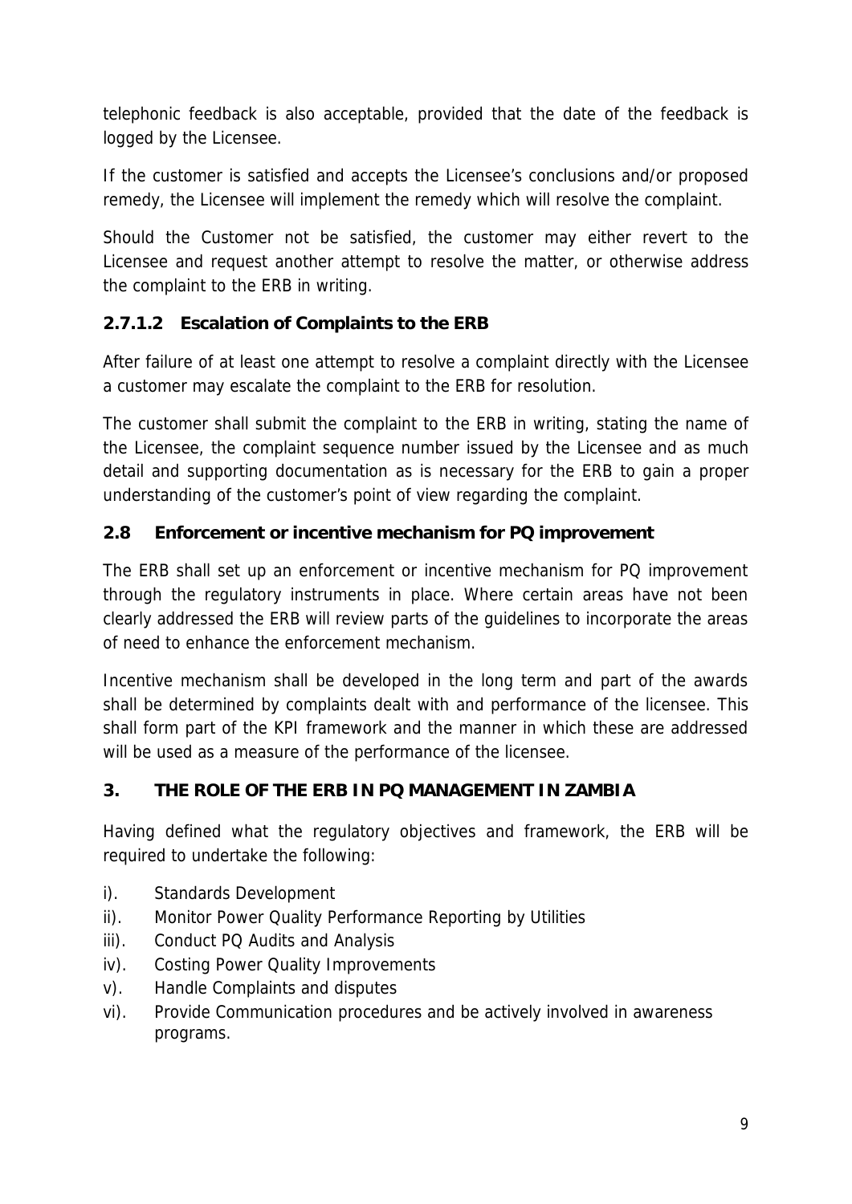telephonic feedback is also acceptable, provided that the date of the feedback is logged by the Licensee.

If the customer is satisfied and accepts the Licensee's conclusions and/or proposed remedy, the Licensee will implement the remedy which will resolve the complaint.

Should the Customer not be satisfied, the customer may either revert to the Licensee and request another attempt to resolve the matter, or otherwise address the complaint to the ERB in writing.

#### 2.7.1.2 Escalation of Complaints to the ERB

After failure of at least one attempt to resolve a complaint directly with the Licensee a customer may escalate the complaint to the ERB for resolution.

The customer shall submit the complaint to the ERB in writing, stating the name of the Licensee, the complaint sequence number issued by the Licensee and as much detail and supporting documentation as is necessary for the ERB to gain a proper understanding of the customer's point of view regarding the complaint.

### 2.8 Enforcement or incentive mechanism for PQ improvement

The ERB shall set up an enforcement or incentive mechanism for PQ improvement through the regulatory instruments in place. Where certain areas have not been clearly addressed the ERB will review parts of the guidelines to incorporate the areas of need to enhance the enforcement mechanism.

Incentive mechanism shall be developed in the long term and part of the awards shall be determined by complaints dealt with and performance of the licensee. This shall form part of the KPI framework and the manner in which these are addressed will be used as a measure of the performance of the licensee.

## 3. THE ROLE OF THE ERB IN PQ MANAGEMENT IN ZAMBIA

Having defined what the regulatory objectives and framework, the ERB will be required to undertake the following:

i). Standards Development
ii). Monitor Power Quality Performance Reporting by Utilities
iii). Conduct PQ Audits and Analysis
iv). Costing Power Quality Improvements
v). Handle Complaints and disputes
vi). Provide Communication procedures and be actively involved in awareness programs.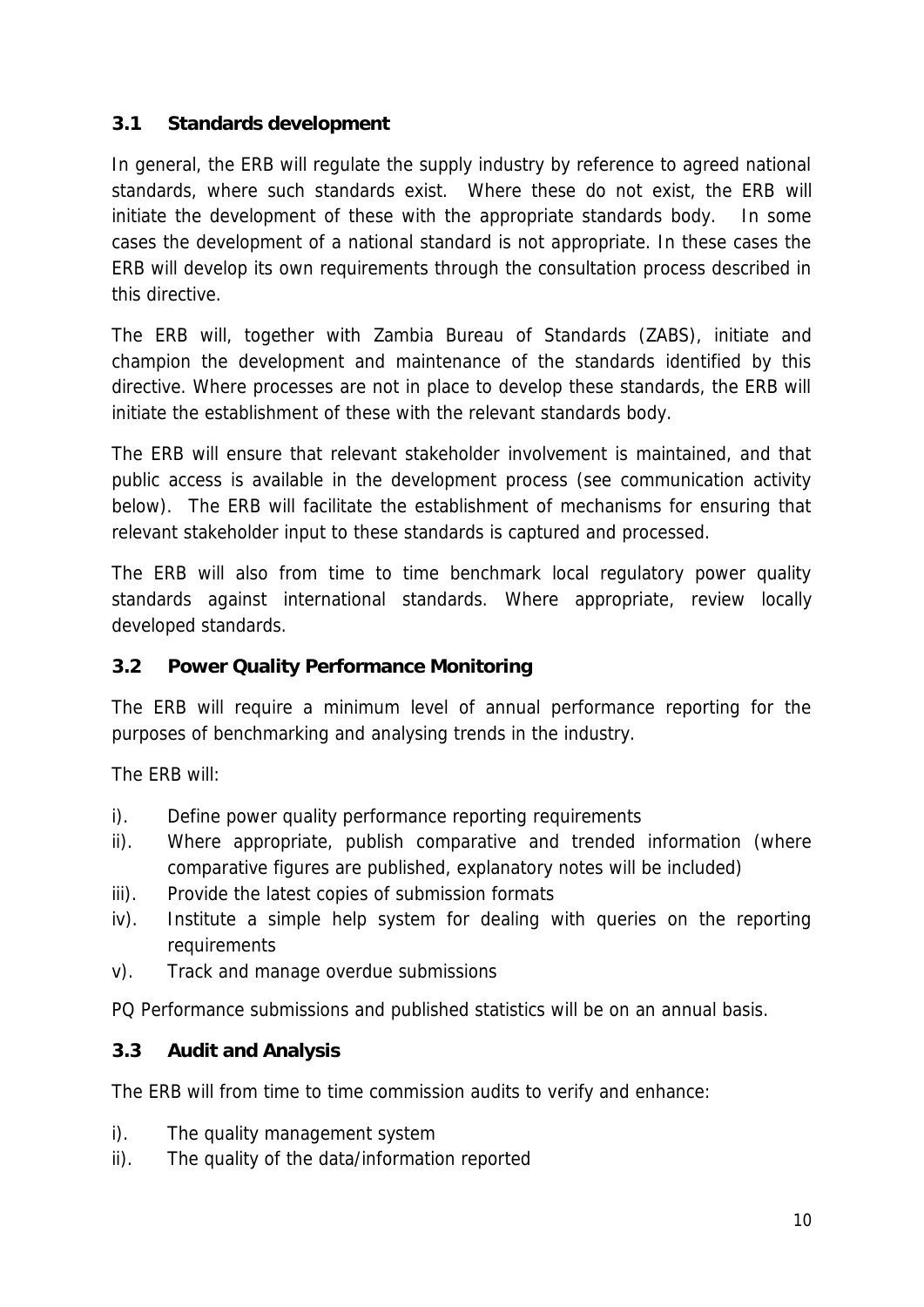### 3.1 Standards development

In general, the ERB will regulate the supply industry by reference to agreed national standards, where such standards exist. Where these do not exist, the ERB will initiate the development of these with the appropriate standards body. In some cases the development of a national standard is not appropriate. In these cases the ERB will develop its own requirements through the consultation process described in this directive.

The ERB will, together with Zambia Bureau of Standards (ZABS), initiate and champion the development and maintenance of the standards identified by this directive. Where processes are not in place to develop these standards, the ERB will initiate the establishment of these with the relevant standards body.

The ERB will ensure that relevant stakeholder involvement is maintained, and that public access is available in the development process (see communication activity below). The ERB will facilitate the establishment of mechanisms for ensuring that relevant stakeholder input to these standards is captured and processed.

The ERB will also from time to time benchmark local regulatory power quality standards against international standards. Where appropriate, review locally developed standards.

### 3.2 Power Quality Performance Monitoring

The ERB will require a minimum level of annual performance reporting for the purposes of benchmarking and analysing trends in the industry.

The ERB will:

i). Define power quality performance reporting requirements

ii). Where appropriate, publish comparative and trended information (where comparative figures are published, explanatory notes will be included)

iii). Provide the latest copies of submission formats

iv). Institute a simple help system for dealing with queries on the reporting requirements

v). Track and manage overdue submissions

PQ Performance submissions and published statistics will be on an annual basis.

### 3.3 Audit and Analysis

The ERB will from time to time commission audits to verify and enhance:

i). The quality management system

ii). The quality of the data/information reported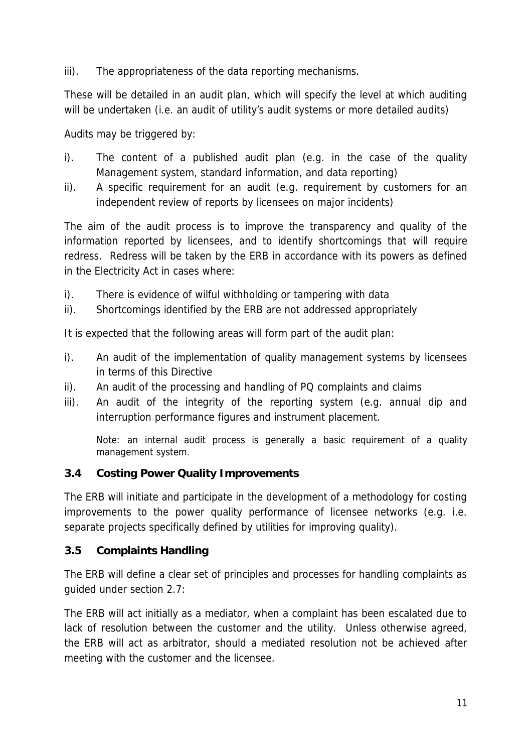iii). The appropriateness of the data reporting mechanisms.

These will be detailed in an audit plan, which will specify the level at which auditing will be undertaken (i.e. an audit of utility's audit systems or more detailed audits)

Audits may be triggered by:

i). The content of a published audit plan (e.g. in the case of the quality Management system, standard information, and data reporting)
ii). A specific requirement for an audit (e.g. requirement by customers for an independent review of reports by licensees on major incidents)

The aim of the audit process is to improve the transparency and quality of the information reported by licensees, and to identify shortcomings that will require redress. Redress will be taken by the ERB in accordance with its powers as defined in the Electricity Act in cases where:

i). There is evidence of wilful withholding or tampering with data
ii). Shortcomings identified by the ERB are not addressed appropriately

It is expected that the following areas will form part of the audit plan:

i). An audit of the implementation of quality management systems by licensees in terms of this Directive
ii). An audit of the processing and handling of PQ complaints and claims
iii). An audit of the integrity of the reporting system (e.g. annual dip and interruption performance figures and instrument placement.

Note: an internal audit process is generally a basic requirement of a quality management system.

### 3.4 Costing Power Quality Improvements

The ERB will initiate and participate in the development of a methodology for costing improvements to the power quality performance of licensee networks (e.g. i.e. separate projects specifically defined by utilities for improving quality).

### 3.5 Complaints Handling

The ERB will define a clear set of principles and processes for handling complaints as guided under section 2.7:

The ERB will act initially as a mediator, when a complaint has been escalated due to lack of resolution between the customer and the utility. Unless otherwise agreed, the ERB will act as arbitrator, should a mediated resolution not be achieved after meeting with the customer and the licensee.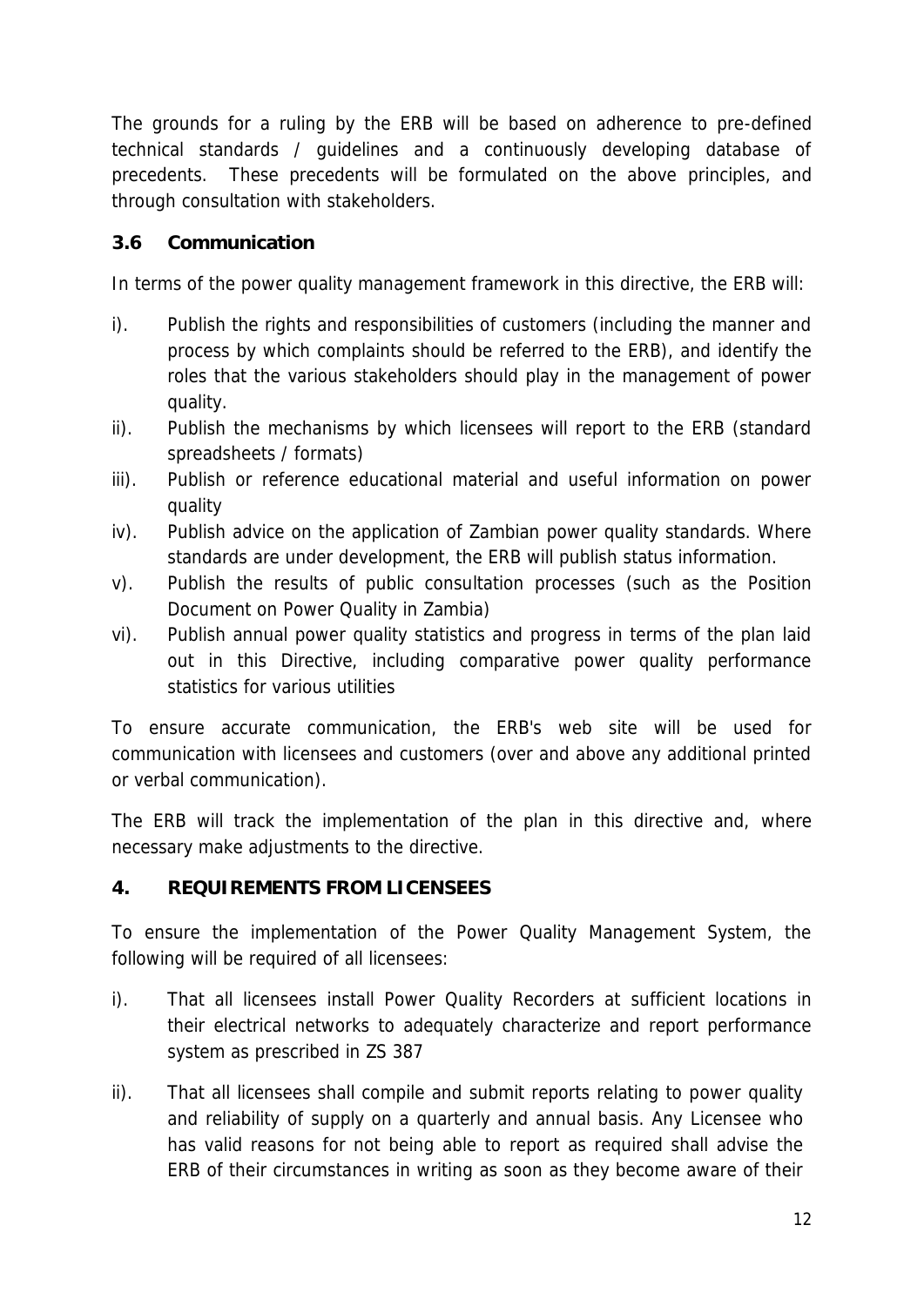The grounds for a ruling by the ERB will be based on adherence to pre-defined technical standards / guidelines and a continuously developing database of precedents. These precedents will be formulated on the above principles, and through consultation with stakeholders.

### 3.6 Communication

In terms of the power quality management framework in this directive, the ERB will:

i). Publish the rights and responsibilities of customers (including the manner and process by which complaints should be referred to the ERB), and identify the roles that the various stakeholders should play in the management of power quality.

ii). Publish the mechanisms by which licensees will report to the ERB (standard spreadsheets / formats)

iii). Publish or reference educational material and useful information on power quality

iv). Publish advice on the application of Zambian power quality standards. Where standards are under development, the ERB will publish status information.

v). Publish the results of public consultation processes (such as the Position Document on Power Quality in Zambia)

vi). Publish annual power quality statistics and progress in terms of the plan laid out in this Directive, including comparative power quality performance statistics for various utilities

To ensure accurate communication, the ERB's web site will be used for communication with licensees and customers (over and above any additional printed or verbal communication).

The ERB will track the implementation of the plan in this directive and, where necessary make adjustments to the directive.

## 4. REQUIREMENTS FROM LICENSEES

To ensure the implementation of the Power Quality Management System, the following will be required of all licensees:

i). That all licensees install Power Quality Recorders at sufficient locations in their electrical networks to adequately characterize and report performance system as prescribed in ZS 387

ii). That all licensees shall compile and submit reports relating to power quality and reliability of supply on a quarterly and annual basis. Any Licensee who has valid reasons for not being able to report as required shall advise the ERB of their circumstances in writing as soon as they become aware of their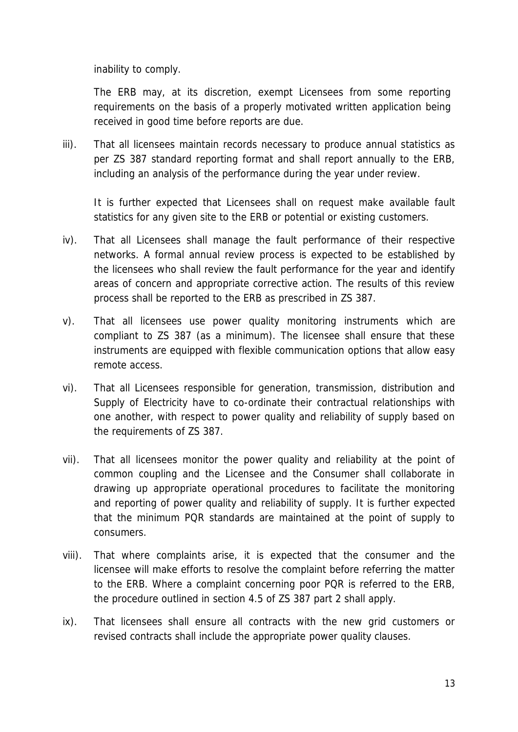inability to comply.

The ERB may, at its discretion, exempt Licensees from some reporting requirements on the basis of a properly motivated written application being received in good time before reports are due.

iii). That all licensees maintain records necessary to produce annual statistics as per ZS 387 standard reporting format and shall report annually to the ERB, including an analysis of the performance during the year under review.

It is further expected that Licensees shall on request make available fault statistics for any given site to the ERB or potential or existing customers.

iv). That all Licensees shall manage the fault performance of their respective networks. A formal annual review process is expected to be established by the licensees who shall review the fault performance for the year and identify areas of concern and appropriate corrective action. The results of this review process shall be reported to the ERB as prescribed in ZS 387.

v). That all licensees use power quality monitoring instruments which are compliant to ZS 387 (as a minimum). The licensee shall ensure that these instruments are equipped with flexible communication options that allow easy remote access.

vi). That all Licensees responsible for generation, transmission, distribution and Supply of Electricity have to co-ordinate their contractual relationships with one another, with respect to power quality and reliability of supply based on the requirements of ZS 387.

vii). That all licensees monitor the power quality and reliability at the point of common coupling and the Licensee and the Consumer shall collaborate in drawing up appropriate operational procedures to facilitate the monitoring and reporting of power quality and reliability of supply. It is further expected that the minimum PQR standards are maintained at the point of supply to consumers.

viii). That where complaints arise, it is expected that the consumer and the licensee will make efforts to resolve the complaint before referring the matter to the ERB. Where a complaint concerning poor PQR is referred to the ERB, the procedure outlined in section 4.5 of ZS 387 part 2 shall apply.

ix). That licensees shall ensure all contracts with the new grid customers or revised contracts shall include the appropriate power quality clauses.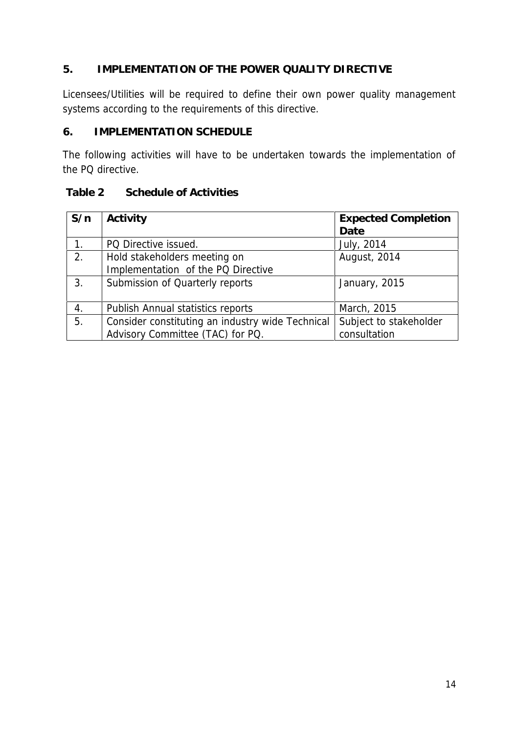## 5. IMPLEMENTATION OF THE POWER QUALITY DIRECTIVE

Licensees/Utilities will be required to define their own power quality management systems according to the requirements of this directive.

## 6. IMPLEMENTATION SCHEDULE

The following activities will have to be undertaken towards the implementation of the PQ directive.

**Table 2 Schedule of Activities**

| S/n | Activity | Expected Completion Date |
|---|---|---|
| 1. | PQ Directive issued. | July, 2014 |
| 2. | Hold stakeholders meeting on Implementation of the PQ Directive | August, 2014 |
| 3. | Submission of Quarterly reports | January, 2015 |
| 4. | Publish Annual statistics reports | March, 2015 |
| 5. | Consider constituting an industry wide Technical Advisory Committee (TAC) for PQ. | Subject to stakeholder consultation |